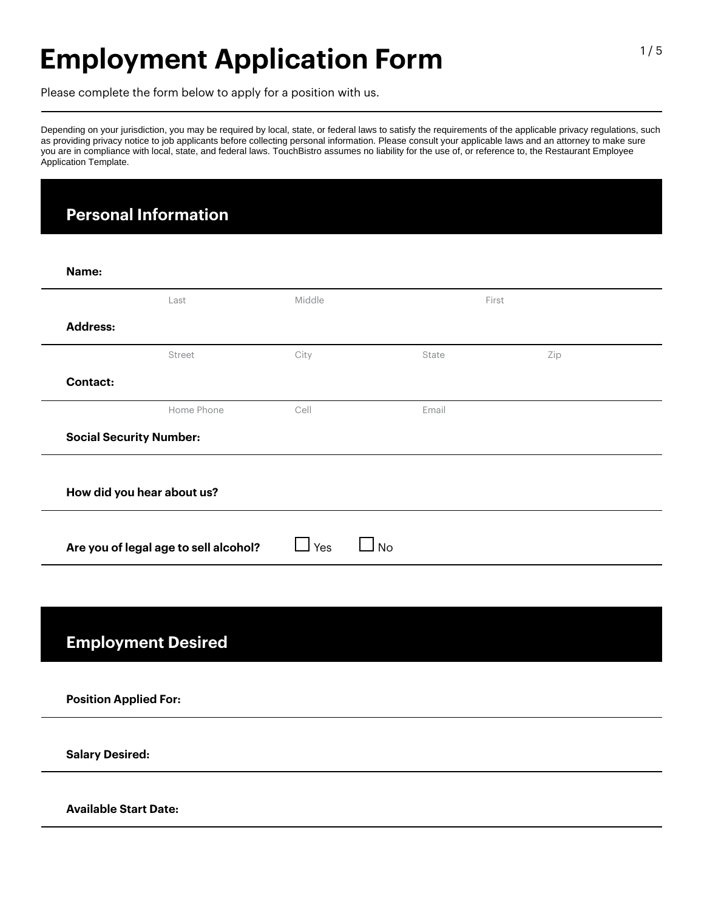# Employment Application Form

Please complete the form below to apply for a position with us.

Depending on your jurisdiction, you may be required by local, state, or federal laws to satisfy the requirements of the applicable privacy regulations, such as providing privacy notice to job applicants before collecting personal information. Please consult your applicable laws and an attorney to make sure you are in compliance with local, state, and federal laws. TouchBistro assumes no liability for the use of, or reference to, the Restaurant Employee Application Template.

## Personal Information

**Name:**

Last | Middle | First

**Address:**

Street | City | State | Zip

**Contact:**

Home Phone | Cell | Email

**Social Security Number:**

**How did you hear about us?**

**Are you of legal age to sell alcohol?** ☐ Yes ☐ No

## Employment Desired

**Position Applied For:**

**Salary Desired:**

**Available Start Date:**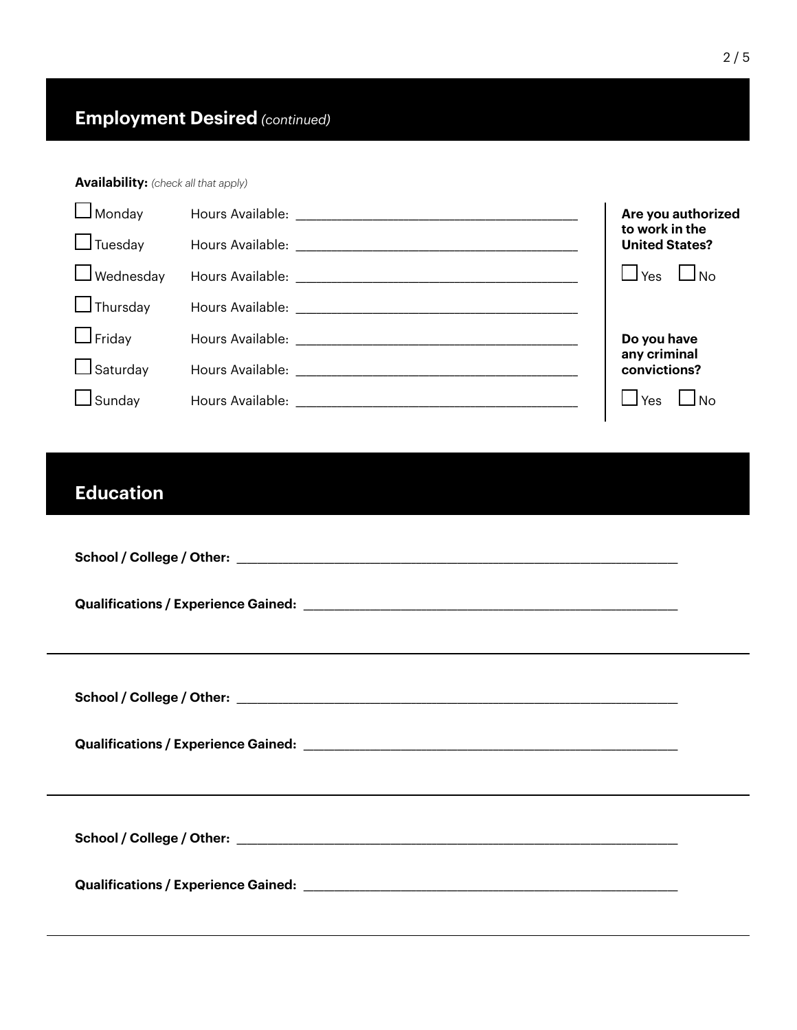## Employment Desired *(continued)*

**Availability:** *(check all that apply)*

☐ Monday Hours Available: ______________________________

☐ Tuesday Hours Available: ______________________________

☐ Wednesday Hours Available: ______________________________

☐ Thursday Hours Available: ______________________________

☐ Friday Hours Available: ______________________________

☐ Saturday Hours Available: ______________________________

☐ Sunday Hours Available: ______________________________

**Are you authorized to work in the United States?**

☐ Yes ☐ No

**Do you have any criminal convictions?**

☐ Yes ☐ No

## Education

**School / College / Other:** ______________________________

**Qualifications / Experience Gained:** ______________________________

---

**School / College / Other:** ______________________________

**Qualifications / Experience Gained:** ______________________________

---

**School / College / Other:** ______________________________

**Qualifications / Experience Gained:** ______________________________

---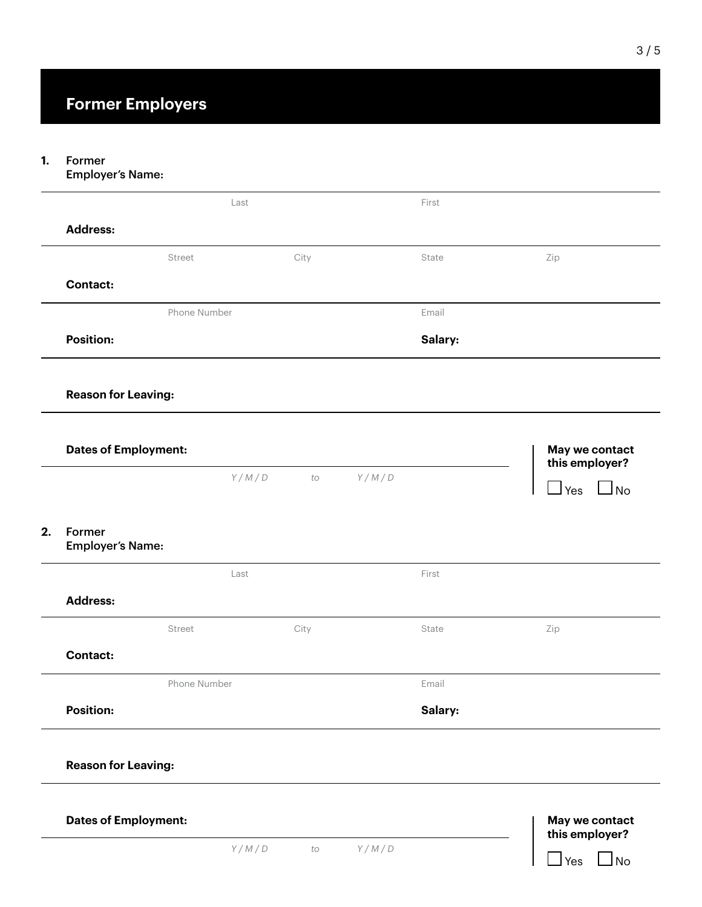## Former Employers

**1.** Former **Employer's Name:**

Last First

**Address:**

Street City State Zip

**Contact:**

Phone Number Email

**Position:** **Salary:**

**Reason for Leaving:**

**Dates of Employment:**

*Y / M / D* *to* *Y / M / D*

**May we contact this employer?**

☐ Yes ☐ No

**2.** Former **Employer's Name:**

Last First

**Address:**

Street City State Zip

**Contact:**

Phone Number Email

**Position:** **Salary:**

**Reason for Leaving:**

**Dates of Employment:**

*Y / M / D* *to* *Y / M / D*

**May we contact this employer?**

☐ Yes ☐ No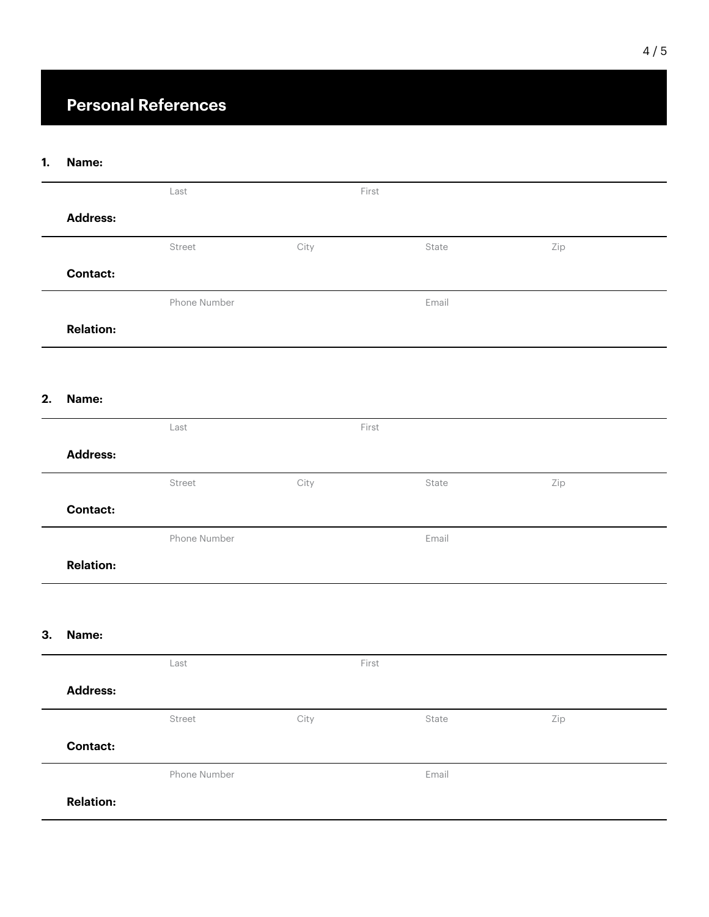## Personal References

**1. Name:**

Last | First

**Address:**

Street | City | State | Zip

**Contact:**

Phone Number | Email

**Relation:**

**2. Name:**

Last | First

**Address:**

Street | City | State | Zip

**Contact:**

Phone Number | Email

**Relation:**

**3. Name:**

Last | First

**Address:**

Street | City | State | Zip

**Contact:**

Phone Number | Email

**Relation:**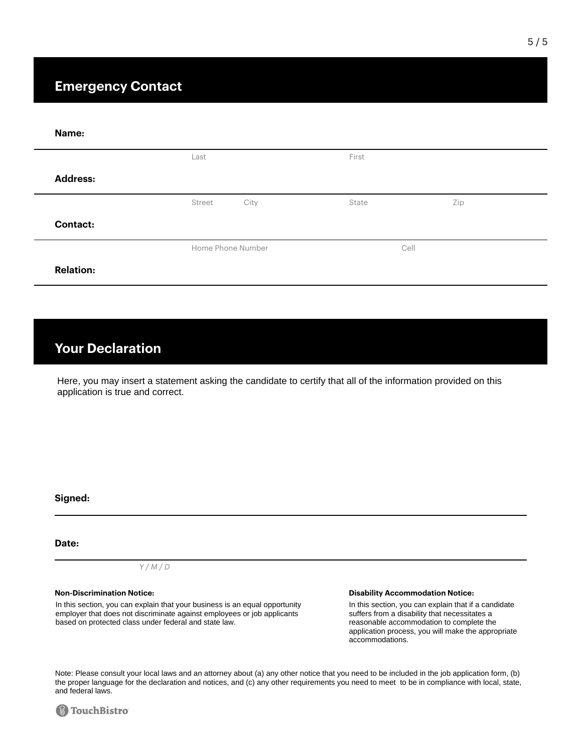## Emergency Contact

**Name:**

Last First

**Address:**

Street City State Zip

**Contact:**

Home Phone Number Cell

**Relation:**

## Your Declaration

Here, you may insert a statement asking the candidate to certify that all of the information provided on this application is true and correct.

**Signed:**

**Date:**

*Y / M / D*

**Non-Discrimination Notice:**

In this section, you can explain that your business is an equal opportunity employer that does not discriminate against employees or job applicants based on protected class under federal and state law.

**Disability Accommodation Notice:**

In this section, you can explain that if a candidate suffers from a disability that necessitates a reasonable accommodation to complete the application process, you will make the appropriate accommodations.

Note: Please consult your local laws and an attorney about (a) any other notice that you need to be included in the job application form, (b) the proper language for the declaration and notices, and (c) any other requirements you need to meet to be in compliance with local, state, and federal laws.

TouchBistro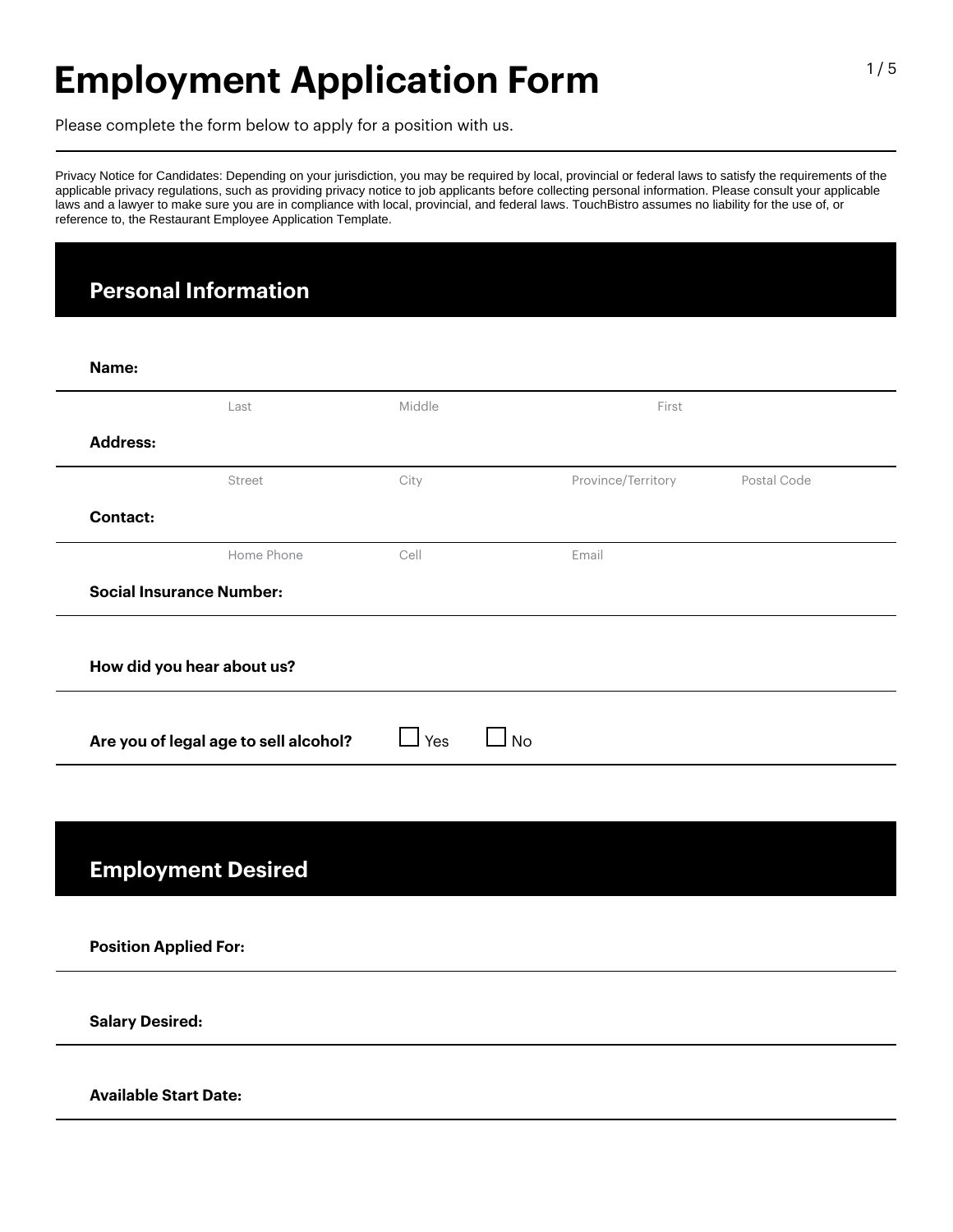# Employment Application Form

Please complete the form below to apply for a position with us.

---

Privacy Notice for Candidates: Depending on your jurisdiction, you may be required by local, provincial or federal laws to satisfy the requirements of the applicable privacy regulations, such as providing privacy notice to job applicants before collecting personal information. Please consult your applicable laws and a lawyer to make sure you are in compliance with local, provincial, and federal laws. TouchBistro assumes no liability for the use of, or reference to, the Restaurant Employee Application Template.

## Personal Information

**Name:**

Last | Middle | First

**Address:**

Street | City | Province/Territory | Postal Code

**Contact:**

Home Phone | Cell | Email

**Social Insurance Number:**

**How did you hear about us?**

**Are you of legal age to sell alcohol?** ☐ Yes ☐ No

## Employment Desired

**Position Applied For:**

**Salary Desired:**

**Available Start Date:**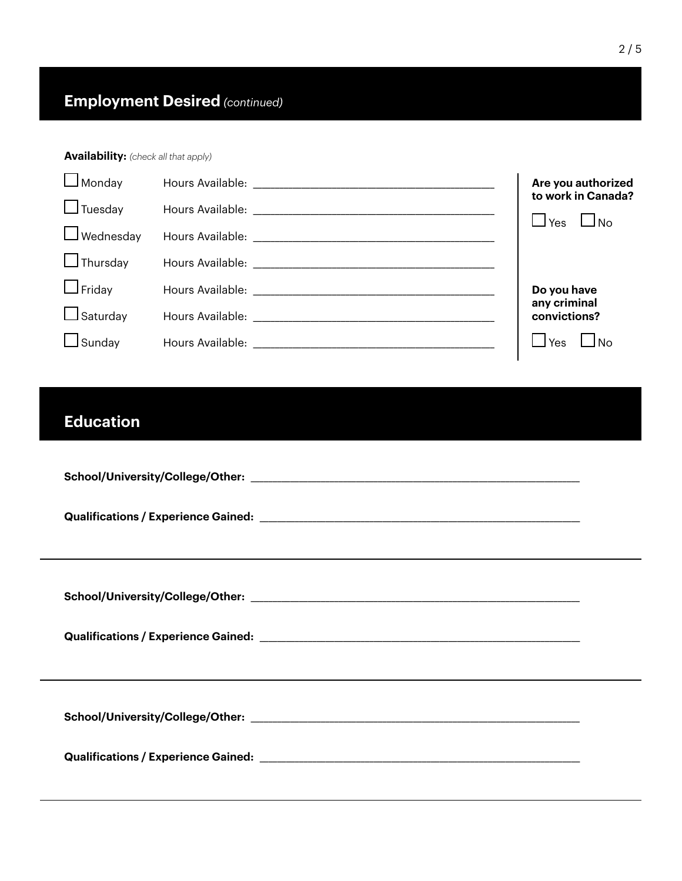## **Employment Desired** *(continued)*

**Availability:** *(check all that apply)*

- ☐ Monday Hours Available: ________________________________
- ☐ Tuesday Hours Available: ________________________________
- ☐ Wednesday Hours Available: ________________________________
- ☐ Thursday Hours Available: ________________________________
- ☐ Friday Hours Available: ________________________________
- ☐ Saturday Hours Available: ________________________________
- ☐ Sunday Hours Available: ________________________________

**Are you authorized to work in Canada?**

☐ Yes ☐ No

**Do you have any criminal convictions?**

☐ Yes ☐ No

## **Education**

**School/University/College/Other:** ________________________________

**Qualifications / Experience Gained:** ________________________________

---

**School/University/College/Other:** ________________________________

**Qualifications / Experience Gained:** ________________________________

---

**School/University/College/Other:** ________________________________

**Qualifications / Experience Gained:** ________________________________

---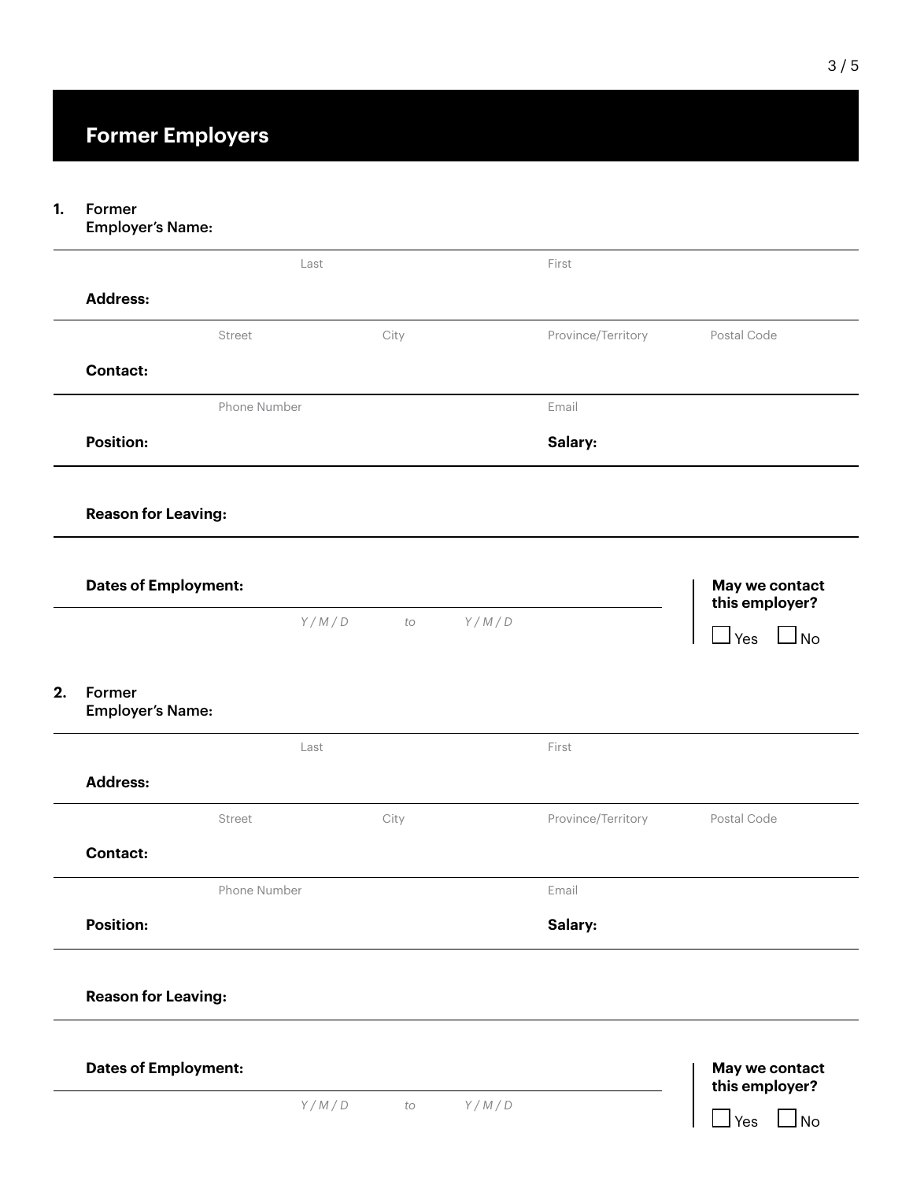## Former Employers

1. **Former Employer's Name:**

   Last | First

   **Address:**

   Street | City | Province/Territory | Postal Code

   **Contact:**

   Phone Number | Email

   **Position:** | **Salary:**

   **Reason for Leaving:**

   **Dates of Employment:**

   *Y / M / D* *to* *Y / M / D*

   **May we contact this employer?**

   ☐ Yes ☐ No

2. **Former Employer's Name:**

   Last | First

   **Address:**

   Street | City | Province/Territory | Postal Code

   **Contact:**

   Phone Number | Email

   **Position:** | **Salary:**

   **Reason for Leaving:**

   **Dates of Employment:**

   *Y / M / D* *to* *Y / M / D*

   **May we contact this employer?**

   ☐ Yes ☐ No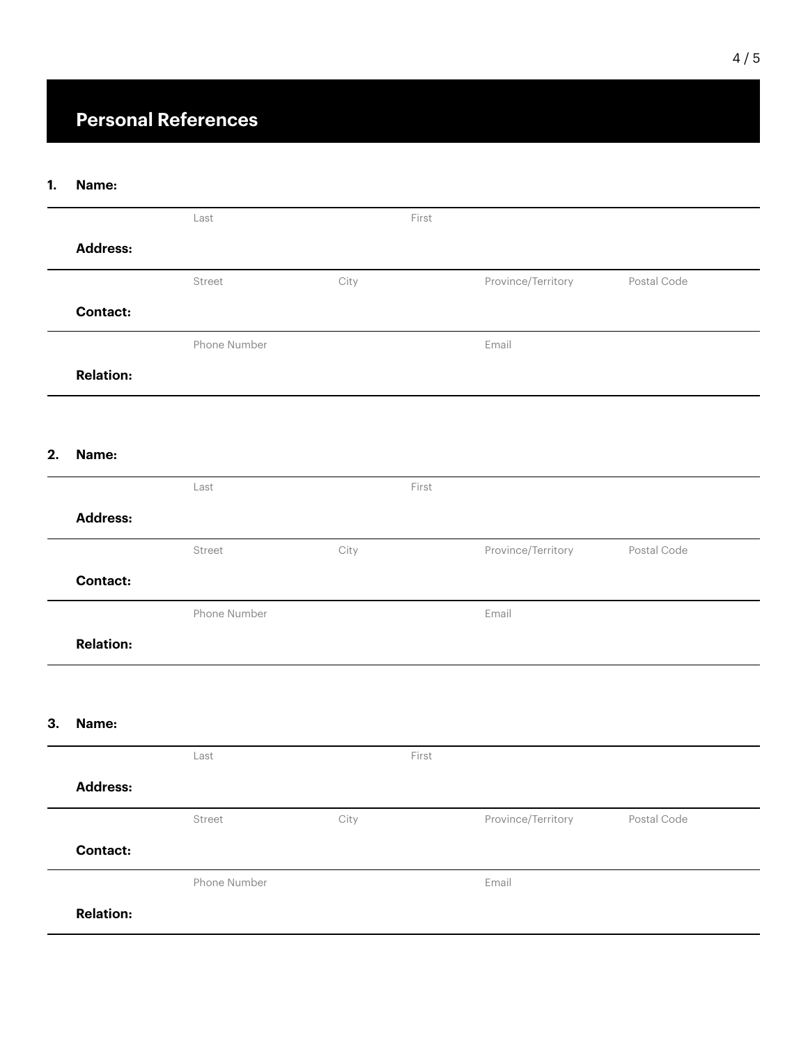## Personal References

**1. Name:**

Last | First

**Address:**

Street | City | Province/Territory | Postal Code

**Contact:**

Phone Number | Email

**Relation:**

**2. Name:**

Last | First

**Address:**

Street | City | Province/Territory | Postal Code

**Contact:**

Phone Number | Email

**Relation:**

**3. Name:**

Last | First

**Address:**

Street | City | Province/Territory | Postal Code

**Contact:**

Phone Number | Email

**Relation:**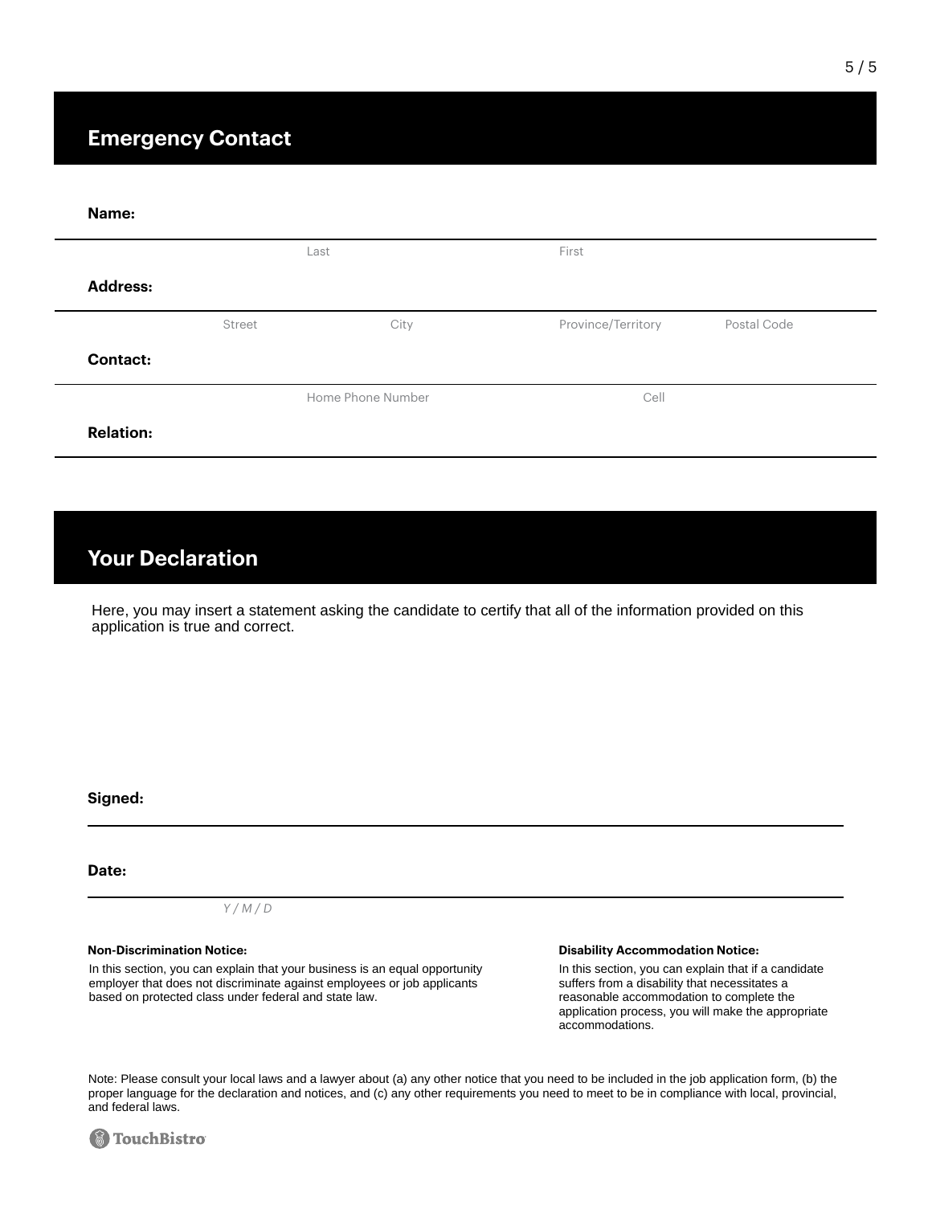## Emergency Contact

**Name:**

Last | First

**Address:**

Street | City | Province/Territory | Postal Code

**Contact:**

Home Phone Number | Cell

**Relation:**

## Your Declaration

Here, you may insert a statement asking the candidate to certify that all of the information provided on this application is true and correct.

**Signed:**

**Date:**

*Y / M / D*

**Non-Discrimination Notice:**

In this section, you can explain that your business is an equal opportunity employer that does not discriminate against employees or job applicants based on protected class under federal and state law.

**Disability Accommodation Notice:**

In this section, you can explain that if a candidate suffers from a disability that necessitates a reasonable accommodation to complete the application process, you will make the appropriate accommodations.

Note: Please consult your local laws and a lawyer about (a) any other notice that you need to be included in the job application form, (b) the proper language for the declaration and notices, and (c) any other requirements you need to meet to be in compliance with local, provincial, and federal laws.

TouchBistro